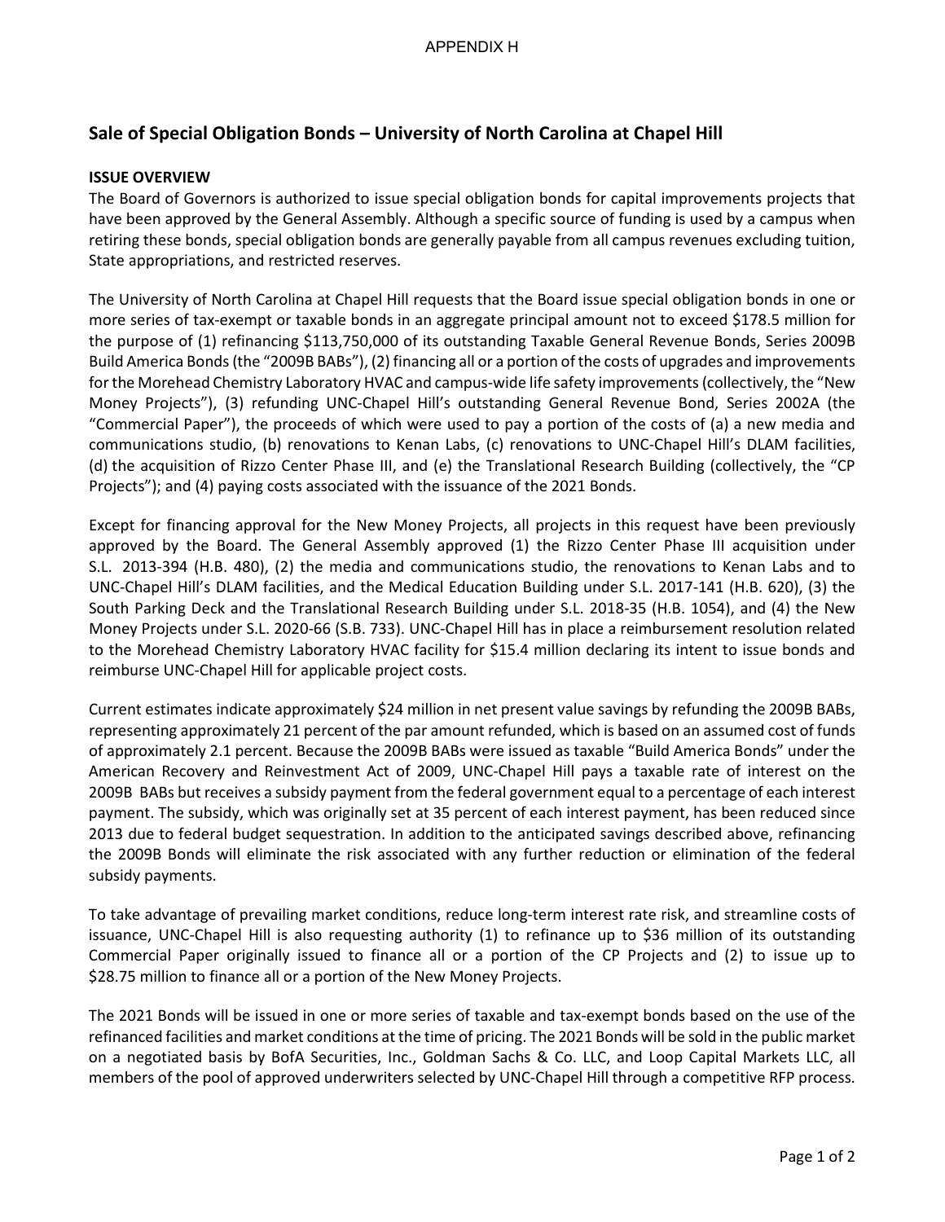APPENDIX H

## Sale of Special Obligation Bonds – University of North Carolina at Chapel Hill

**ISSUE OVERVIEW**

The Board of Governors is authorized to issue special obligation bonds for capital improvements projects that have been approved by the General Assembly. Although a specific source of funding is used by a campus when retiring these bonds, special obligation bonds are generally payable from all campus revenues excluding tuition, State appropriations, and restricted reserves.

The University of North Carolina at Chapel Hill requests that the Board issue special obligation bonds in one or more series of tax-exempt or taxable bonds in an aggregate principal amount not to exceed $178.5 million for the purpose of (1) refinancing $113,750,000 of its outstanding Taxable General Revenue Bonds, Series 2009B Build America Bonds (the "2009B BABs"), (2) financing all or a portion of the costs of upgrades and improvements for the Morehead Chemistry Laboratory HVAC and campus-wide life safety improvements (collectively, the "New Money Projects"), (3) refunding UNC-Chapel Hill's outstanding General Revenue Bond, Series 2002A (the "Commercial Paper"), the proceeds of which were used to pay a portion of the costs of (a) a new media and communications studio, (b) renovations to Kenan Labs, (c) renovations to UNC-Chapel Hill's DLAM facilities, (d) the acquisition of Rizzo Center Phase III, and (e) the Translational Research Building (collectively, the "CP Projects"); and (4) paying costs associated with the issuance of the 2021 Bonds.

Except for financing approval for the New Money Projects, all projects in this request have been previously approved by the Board. The General Assembly approved (1) the Rizzo Center Phase III acquisition under S.L. 2013-394 (H.B. 480), (2) the media and communications studio, the renovations to Kenan Labs and to UNC-Chapel Hill's DLAM facilities, and the Medical Education Building under S.L. 2017-141 (H.B. 620), (3) the South Parking Deck and the Translational Research Building under S.L. 2018-35 (H.B. 1054), and (4) the New Money Projects under S.L. 2020-66 (S.B. 733). UNC-Chapel Hill has in place a reimbursement resolution related to the Morehead Chemistry Laboratory HVAC facility for $15.4 million declaring its intent to issue bonds and reimburse UNC-Chapel Hill for applicable project costs.

Current estimates indicate approximately $24 million in net present value savings by refunding the 2009B BABs, representing approximately 21 percent of the par amount refunded, which is based on an assumed cost of funds of approximately 2.1 percent. Because the 2009B BABs were issued as taxable "Build America Bonds" under the American Recovery and Reinvestment Act of 2009, UNC-Chapel Hill pays a taxable rate of interest on the 2009B BABs but receives a subsidy payment from the federal government equal to a percentage of each interest payment. The subsidy, which was originally set at 35 percent of each interest payment, has been reduced since 2013 due to federal budget sequestration. In addition to the anticipated savings described above, refinancing the 2009B Bonds will eliminate the risk associated with any further reduction or elimination of the federal subsidy payments.

To take advantage of prevailing market conditions, reduce long-term interest rate risk, and streamline costs of issuance, UNC-Chapel Hill is also requesting authority (1) to refinance up to $36 million of its outstanding Commercial Paper originally issued to finance all or a portion of the CP Projects and (2) to issue up to $28.75 million to finance all or a portion of the New Money Projects.

The 2021 Bonds will be issued in one or more series of taxable and tax-exempt bonds based on the use of the refinanced facilities and market conditions at the time of pricing. The 2021 Bonds will be sold in the public market on a negotiated basis by BofA Securities, Inc., Goldman Sachs & Co. LLC, and Loop Capital Markets LLC, all members of the pool of approved underwriters selected by UNC-Chapel Hill through a competitive RFP process.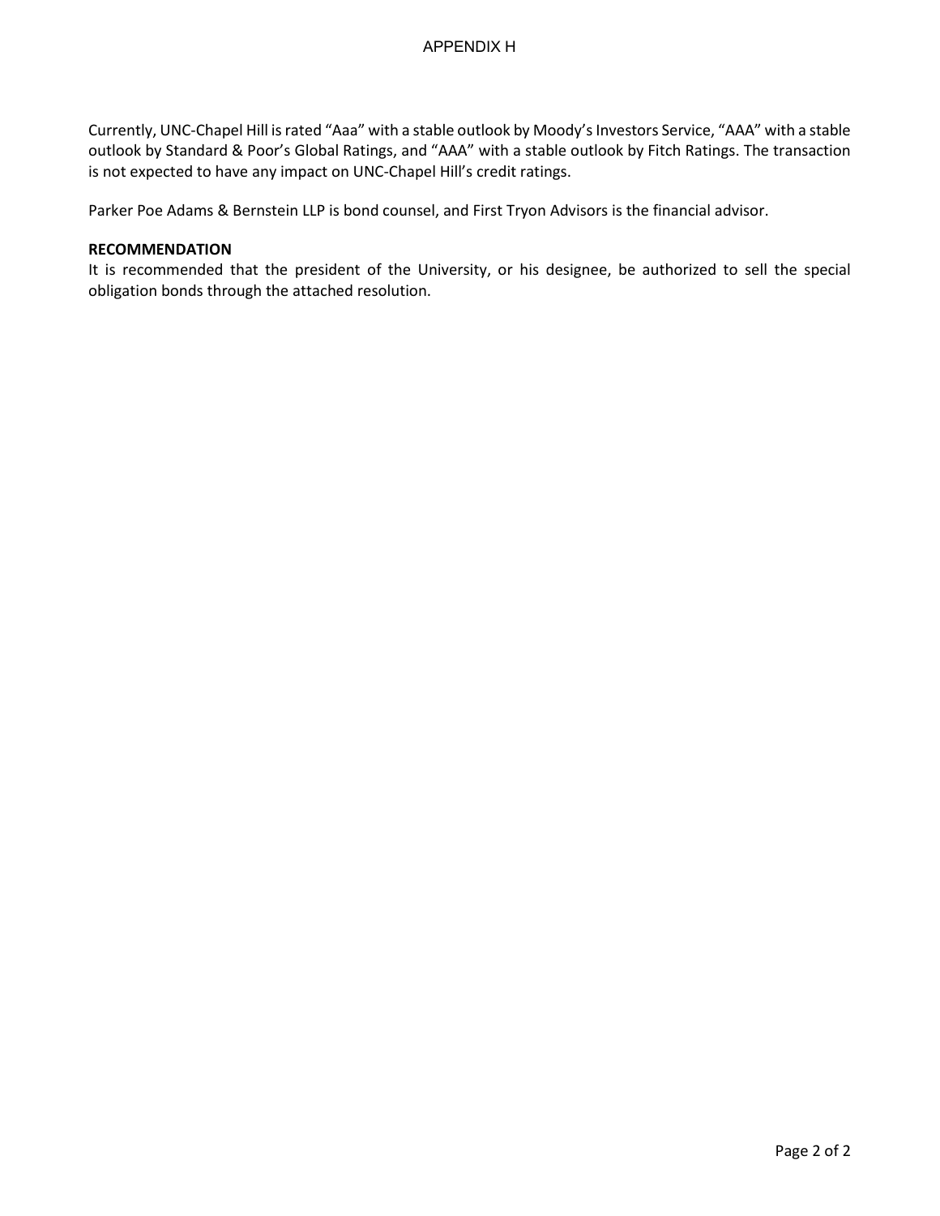Currently, UNC-Chapel Hill is rated “Aaa” with a stable outlook by Moody’s Investors Service, “AAA” with a stable outlook by Standard & Poor’s Global Ratings, and “AAA” with a stable outlook by Fitch Ratings. The transaction is not expected to have any impact on UNC-Chapel Hill’s credit ratings.

Parker Poe Adams & Bernstein LLP is bond counsel, and First Tryon Advisors is the financial advisor.

**RECOMMENDATION**

It is recommended that the president of the University, or his designee, be authorized to sell the special obligation bonds through the attached resolution.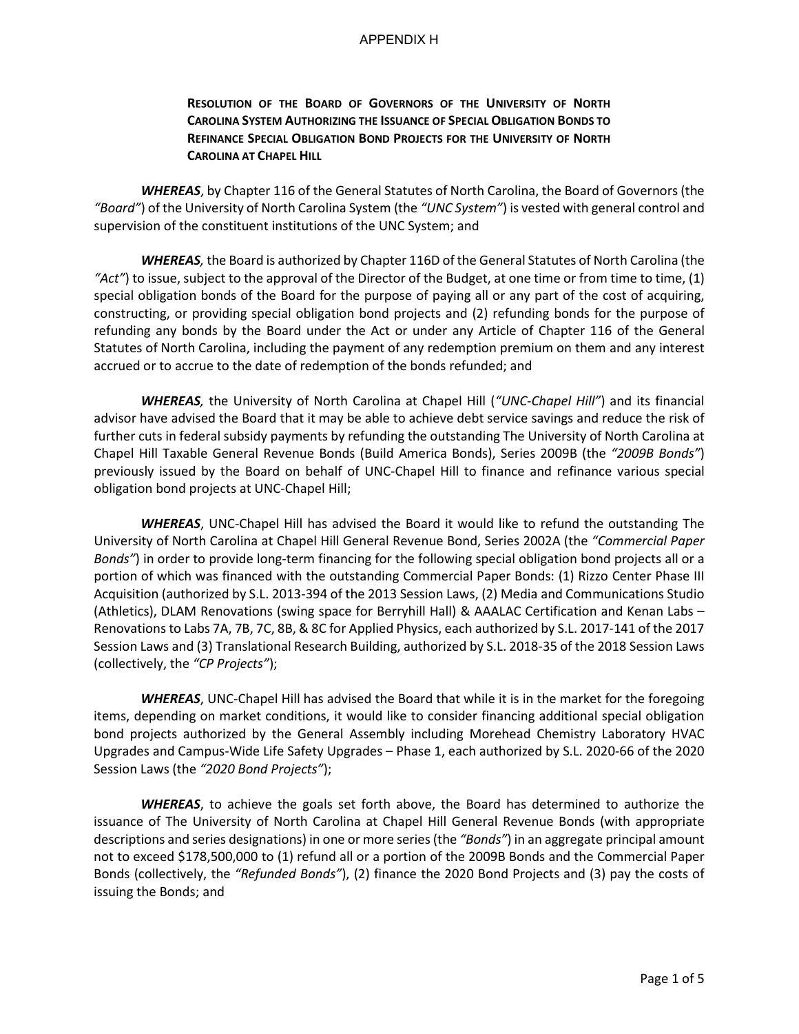APPENDIX H

**RESOLUTION OF THE BOARD OF GOVERNORS OF THE UNIVERSITY OF NORTH CAROLINA SYSTEM AUTHORIZING THE ISSUANCE OF SPECIAL OBLIGATION BONDS TO REFINANCE SPECIAL OBLIGATION BOND PROJECTS FOR THE UNIVERSITY OF NORTH CAROLINA AT CHAPEL HILL**

***WHEREAS***, by Chapter 116 of the General Statutes of North Carolina, the Board of Governors (the *"Board"*) of the University of North Carolina System (the *"UNC System"*) is vested with general control and supervision of the constituent institutions of the UNC System; and

***WHEREAS,*** the Board is authorized by Chapter 116D of the General Statutes of North Carolina (the *"Act"*) to issue, subject to the approval of the Director of the Budget, at one time or from time to time, (1) special obligation bonds of the Board for the purpose of paying all or any part of the cost of acquiring, constructing, or providing special obligation bond projects and (2) refunding bonds for the purpose of refunding any bonds by the Board under the Act or under any Article of Chapter 116 of the General Statutes of North Carolina, including the payment of any redemption premium on them and any interest accrued or to accrue to the date of redemption of the bonds refunded; and

***WHEREAS,*** the University of North Carolina at Chapel Hill (*"UNC-Chapel Hill"*) and its financial advisor have advised the Board that it may be able to achieve debt service savings and reduce the risk of further cuts in federal subsidy payments by refunding the outstanding The University of North Carolina at Chapel Hill Taxable General Revenue Bonds (Build America Bonds), Series 2009B (the *"2009B Bonds"*) previously issued by the Board on behalf of UNC-Chapel Hill to finance and refinance various special obligation bond projects at UNC-Chapel Hill;

***WHEREAS***, UNC-Chapel Hill has advised the Board it would like to refund the outstanding The University of North Carolina at Chapel Hill General Revenue Bond, Series 2002A (the *"Commercial Paper Bonds"*) in order to provide long-term financing for the following special obligation bond projects all or a portion of which was financed with the outstanding Commercial Paper Bonds: (1) Rizzo Center Phase III Acquisition (authorized by S.L. 2013-394 of the 2013 Session Laws, (2) Media and Communications Studio (Athletics), DLAM Renovations (swing space for Berryhill Hall) & AAALAC Certification and Kenan Labs – Renovations to Labs 7A, 7B, 7C, 8B, & 8C for Applied Physics, each authorized by S.L. 2017-141 of the 2017 Session Laws and (3) Translational Research Building, authorized by S.L. 2018-35 of the 2018 Session Laws (collectively, the *"CP Projects"*);

***WHEREAS***, UNC-Chapel Hill has advised the Board that while it is in the market for the foregoing items, depending on market conditions, it would like to consider financing additional special obligation bond projects authorized by the General Assembly including Morehead Chemistry Laboratory HVAC Upgrades and Campus-Wide Life Safety Upgrades – Phase 1, each authorized by S.L. 2020-66 of the 2020 Session Laws (the *"2020 Bond Projects"*);

***WHEREAS***, to achieve the goals set forth above, the Board has determined to authorize the issuance of The University of North Carolina at Chapel Hill General Revenue Bonds (with appropriate descriptions and series designations) in one or more series (the *"Bonds"*) in an aggregate principal amount not to exceed $178,500,000 to (1) refund all or a portion of the 2009B Bonds and the Commercial Paper Bonds (collectively, the *"Refunded Bonds"*), (2) finance the 2020 Bond Projects and (3) pay the costs of issuing the Bonds; and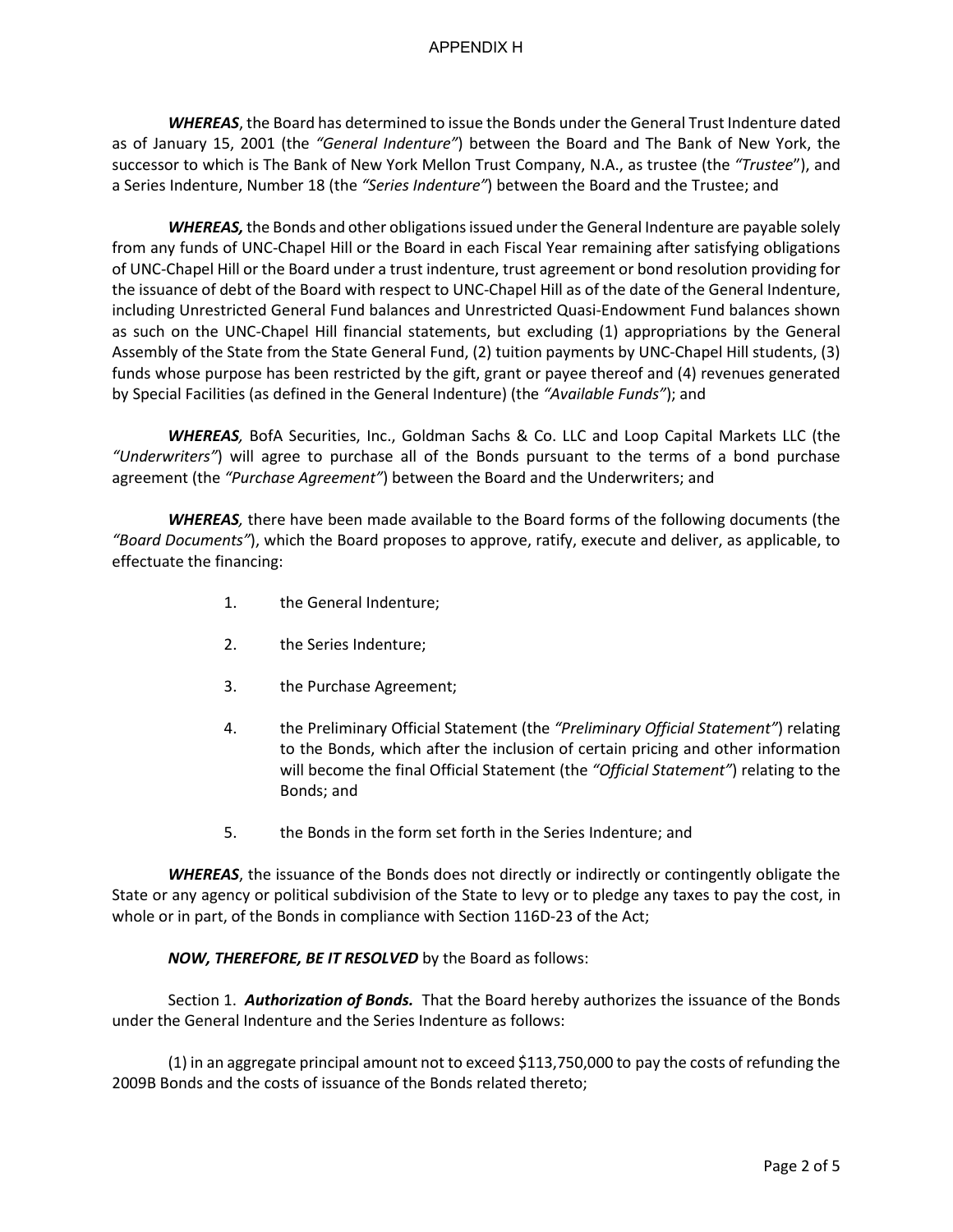***WHEREAS***, the Board has determined to issue the Bonds under the General Trust Indenture dated as of January 15, 2001 (the *"General Indenture"*) between the Board and The Bank of New York, the successor to which is The Bank of New York Mellon Trust Company, N.A., as trustee (the *"Trustee*"), and a Series Indenture, Number 18 (the *"Series Indenture"*) between the Board and the Trustee; and

***WHEREAS,*** the Bonds and other obligations issued under the General Indenture are payable solely from any funds of UNC-Chapel Hill or the Board in each Fiscal Year remaining after satisfying obligations of UNC-Chapel Hill or the Board under a trust indenture, trust agreement or bond resolution providing for the issuance of debt of the Board with respect to UNC-Chapel Hill as of the date of the General Indenture, including Unrestricted General Fund balances and Unrestricted Quasi-Endowment Fund balances shown as such on the UNC-Chapel Hill financial statements, but excluding (1) appropriations by the General Assembly of the State from the State General Fund, (2) tuition payments by UNC-Chapel Hill students, (3) funds whose purpose has been restricted by the gift, grant or payee thereof and (4) revenues generated by Special Facilities (as defined in the General Indenture) (the *"Available Funds"*); and

***WHEREAS,*** BofA Securities, Inc., Goldman Sachs & Co. LLC and Loop Capital Markets LLC (the *"Underwriters"*) will agree to purchase all of the Bonds pursuant to the terms of a bond purchase agreement (the *"Purchase Agreement"*) between the Board and the Underwriters; and

***WHEREAS,*** there have been made available to the Board forms of the following documents (the *"Board Documents"*), which the Board proposes to approve, ratify, execute and deliver, as applicable, to effectuate the financing:

1. the General Indenture;

2. the Series Indenture;

3. the Purchase Agreement;

4. the Preliminary Official Statement (the *"Preliminary Official Statement"*) relating to the Bonds, which after the inclusion of certain pricing and other information will become the final Official Statement (the *"Official Statement"*) relating to the Bonds; and

5. the Bonds in the form set forth in the Series Indenture; and

***WHEREAS***, the issuance of the Bonds does not directly or indirectly or contingently obligate the State or any agency or political subdivision of the State to levy or to pledge any taxes to pay the cost, in whole or in part, of the Bonds in compliance with Section 116D-23 of the Act;

***NOW, THEREFORE, BE IT RESOLVED*** by the Board as follows:

Section 1. ***Authorization of Bonds.*** That the Board hereby authorizes the issuance of the Bonds under the General Indenture and the Series Indenture as follows:

(1) in an aggregate principal amount not to exceed $113,750,000 to pay the costs of refunding the 2009B Bonds and the costs of issuance of the Bonds related thereto;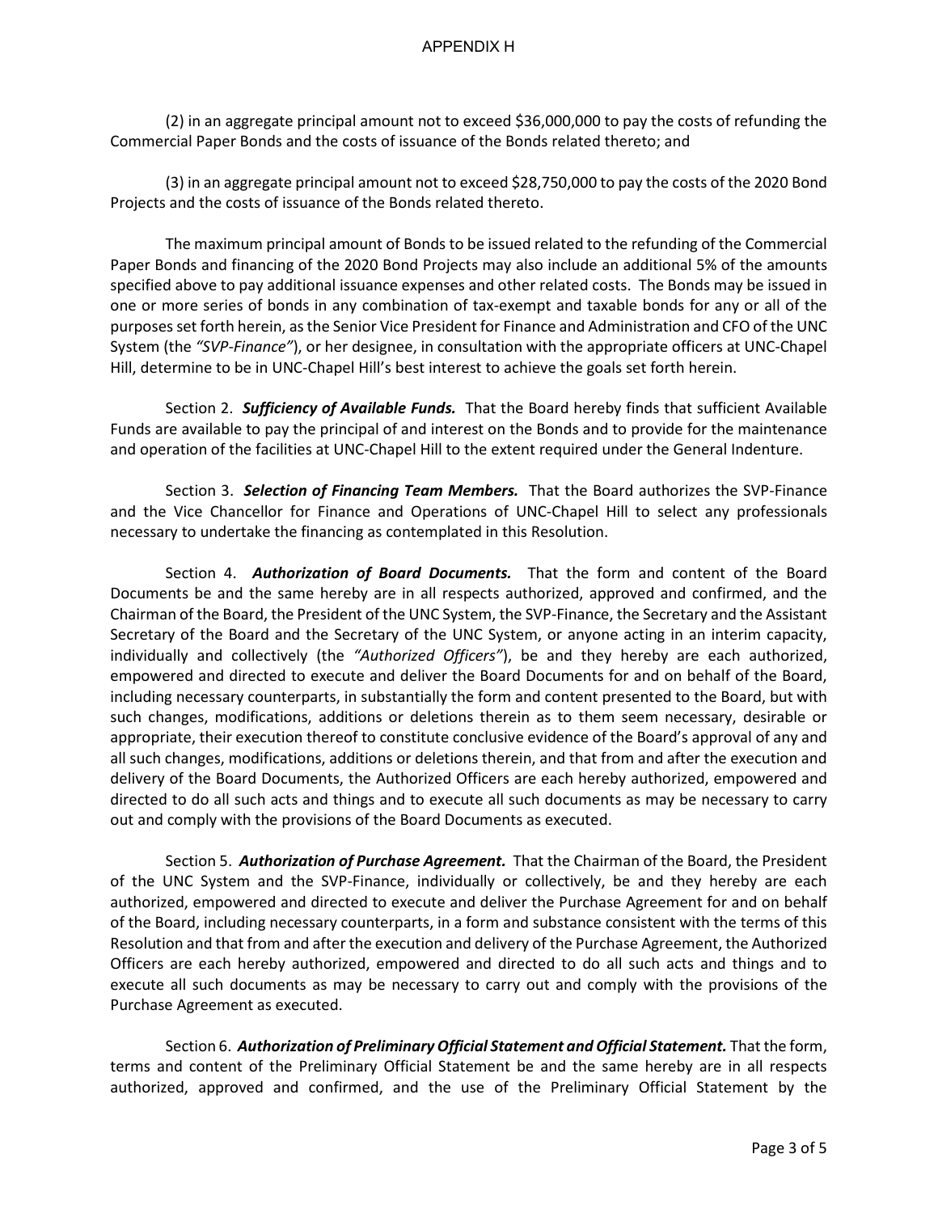(2) in an aggregate principal amount not to exceed $36,000,000 to pay the costs of refunding the Commercial Paper Bonds and the costs of issuance of the Bonds related thereto; and

(3) in an aggregate principal amount not to exceed $28,750,000 to pay the costs of the 2020 Bond Projects and the costs of issuance of the Bonds related thereto.

The maximum principal amount of Bonds to be issued related to the refunding of the Commercial Paper Bonds and financing of the 2020 Bond Projects may also include an additional 5% of the amounts specified above to pay additional issuance expenses and other related costs. The Bonds may be issued in one or more series of bonds in any combination of tax-exempt and taxable bonds for any or all of the purposes set forth herein, as the Senior Vice President for Finance and Administration and CFO of the UNC System (the *"SVP-Finance"*), or her designee, in consultation with the appropriate officers at UNC-Chapel Hill, determine to be in UNC-Chapel Hill's best interest to achieve the goals set forth herein.

Section 2. ***Sufficiency of Available Funds.*** That the Board hereby finds that sufficient Available Funds are available to pay the principal of and interest on the Bonds and to provide for the maintenance and operation of the facilities at UNC-Chapel Hill to the extent required under the General Indenture.

Section 3. ***Selection of Financing Team Members.*** That the Board authorizes the SVP-Finance and the Vice Chancellor for Finance and Operations of UNC-Chapel Hill to select any professionals necessary to undertake the financing as contemplated in this Resolution.

Section 4. ***Authorization of Board Documents.*** That the form and content of the Board Documents be and the same hereby are in all respects authorized, approved and confirmed, and the Chairman of the Board, the President of the UNC System, the SVP-Finance, the Secretary and the Assistant Secretary of the Board and the Secretary of the UNC System, or anyone acting in an interim capacity, individually and collectively (the *"Authorized Officers"*), be and they hereby are each authorized, empowered and directed to execute and deliver the Board Documents for and on behalf of the Board, including necessary counterparts, in substantially the form and content presented to the Board, but with such changes, modifications, additions or deletions therein as to them seem necessary, desirable or appropriate, their execution thereof to constitute conclusive evidence of the Board's approval of any and all such changes, modifications, additions or deletions therein, and that from and after the execution and delivery of the Board Documents, the Authorized Officers are each hereby authorized, empowered and directed to do all such acts and things and to execute all such documents as may be necessary to carry out and comply with the provisions of the Board Documents as executed.

Section 5. ***Authorization of Purchase Agreement.*** That the Chairman of the Board, the President of the UNC System and the SVP-Finance, individually or collectively, be and they hereby are each authorized, empowered and directed to execute and deliver the Purchase Agreement for and on behalf of the Board, including necessary counterparts, in a form and substance consistent with the terms of this Resolution and that from and after the execution and delivery of the Purchase Agreement, the Authorized Officers are each hereby authorized, empowered and directed to do all such acts and things and to execute all such documents as may be necessary to carry out and comply with the provisions of the Purchase Agreement as executed.

Section 6. ***Authorization of Preliminary Official Statement and Official Statement.*** That the form, terms and content of the Preliminary Official Statement be and the same hereby are in all respects authorized, approved and confirmed, and the use of the Preliminary Official Statement by the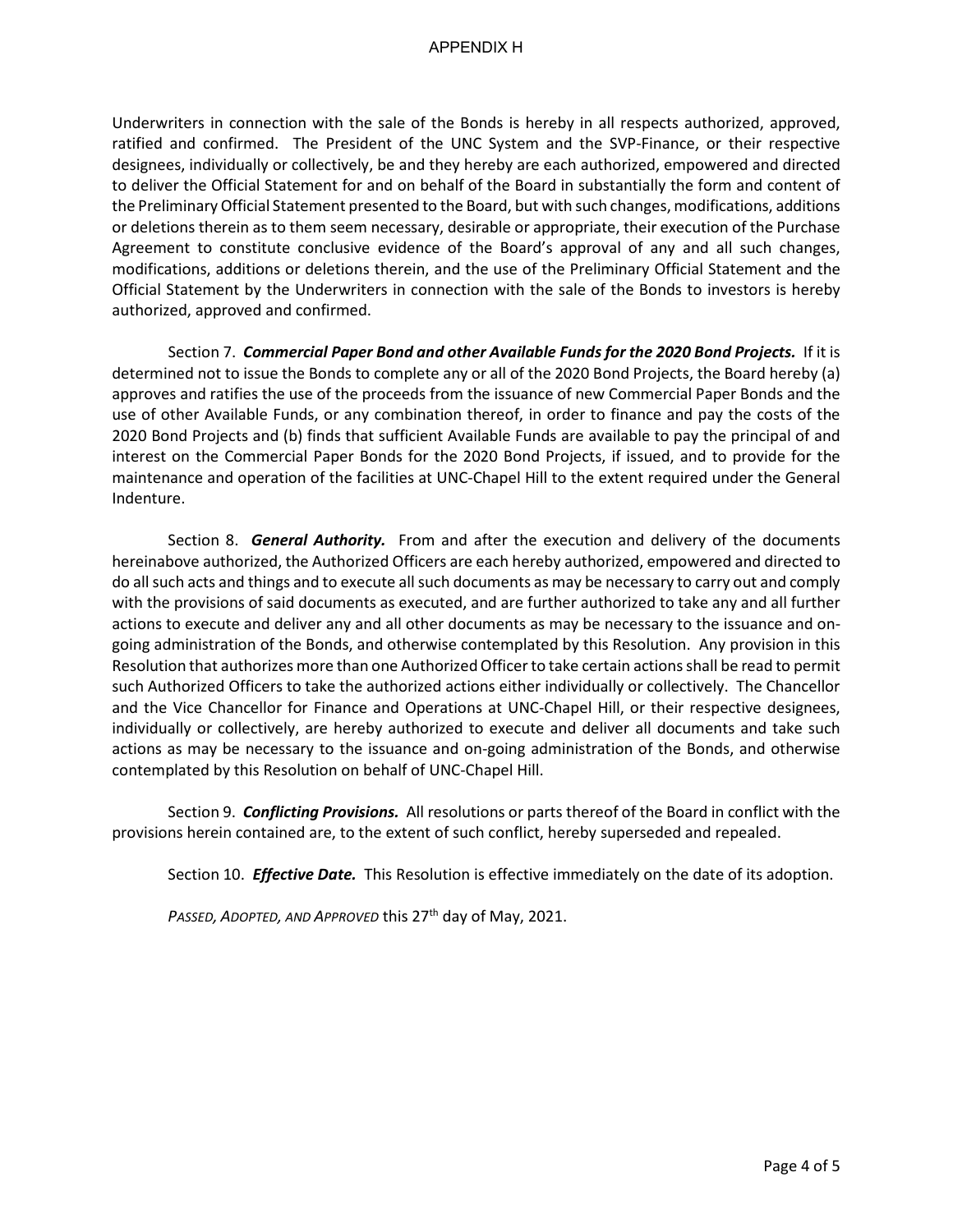Underwriters in connection with the sale of the Bonds is hereby in all respects authorized, approved, ratified and confirmed. The President of the UNC System and the SVP-Finance, or their respective designees, individually or collectively, be and they hereby are each authorized, empowered and directed to deliver the Official Statement for and on behalf of the Board in substantially the form and content of the Preliminary Official Statement presented to the Board, but with such changes, modifications, additions or deletions therein as to them seem necessary, desirable or appropriate, their execution of the Purchase Agreement to constitute conclusive evidence of the Board's approval of any and all such changes, modifications, additions or deletions therein, and the use of the Preliminary Official Statement and the Official Statement by the Underwriters in connection with the sale of the Bonds to investors is hereby authorized, approved and confirmed.

Section 7. ***Commercial Paper Bond and other Available Funds for the 2020 Bond Projects.*** If it is determined not to issue the Bonds to complete any or all of the 2020 Bond Projects, the Board hereby (a) approves and ratifies the use of the proceeds from the issuance of new Commercial Paper Bonds and the use of other Available Funds, or any combination thereof, in order to finance and pay the costs of the 2020 Bond Projects and (b) finds that sufficient Available Funds are available to pay the principal of and interest on the Commercial Paper Bonds for the 2020 Bond Projects, if issued, and to provide for the maintenance and operation of the facilities at UNC-Chapel Hill to the extent required under the General Indenture.

Section 8. ***General Authority.*** From and after the execution and delivery of the documents hereinabove authorized, the Authorized Officers are each hereby authorized, empowered and directed to do all such acts and things and to execute all such documents as may be necessary to carry out and comply with the provisions of said documents as executed, and are further authorized to take any and all further actions to execute and deliver any and all other documents as may be necessary to the issuance and on-going administration of the Bonds, and otherwise contemplated by this Resolution. Any provision in this Resolution that authorizes more than one Authorized Officer to take certain actions shall be read to permit such Authorized Officers to take the authorized actions either individually or collectively. The Chancellor and the Vice Chancellor for Finance and Operations at UNC-Chapel Hill, or their respective designees, individually or collectively, are hereby authorized to execute and deliver all documents and take such actions as may be necessary to the issuance and on-going administration of the Bonds, and otherwise contemplated by this Resolution on behalf of UNC-Chapel Hill.

Section 9. ***Conflicting Provisions.*** All resolutions or parts thereof of the Board in conflict with the provisions herein contained are, to the extent of such conflict, hereby superseded and repealed.

Section 10. ***Effective Date.*** This Resolution is effective immediately on the date of its adoption.

*PASSED, ADOPTED, AND APPROVED* this 27th day of May, 2021.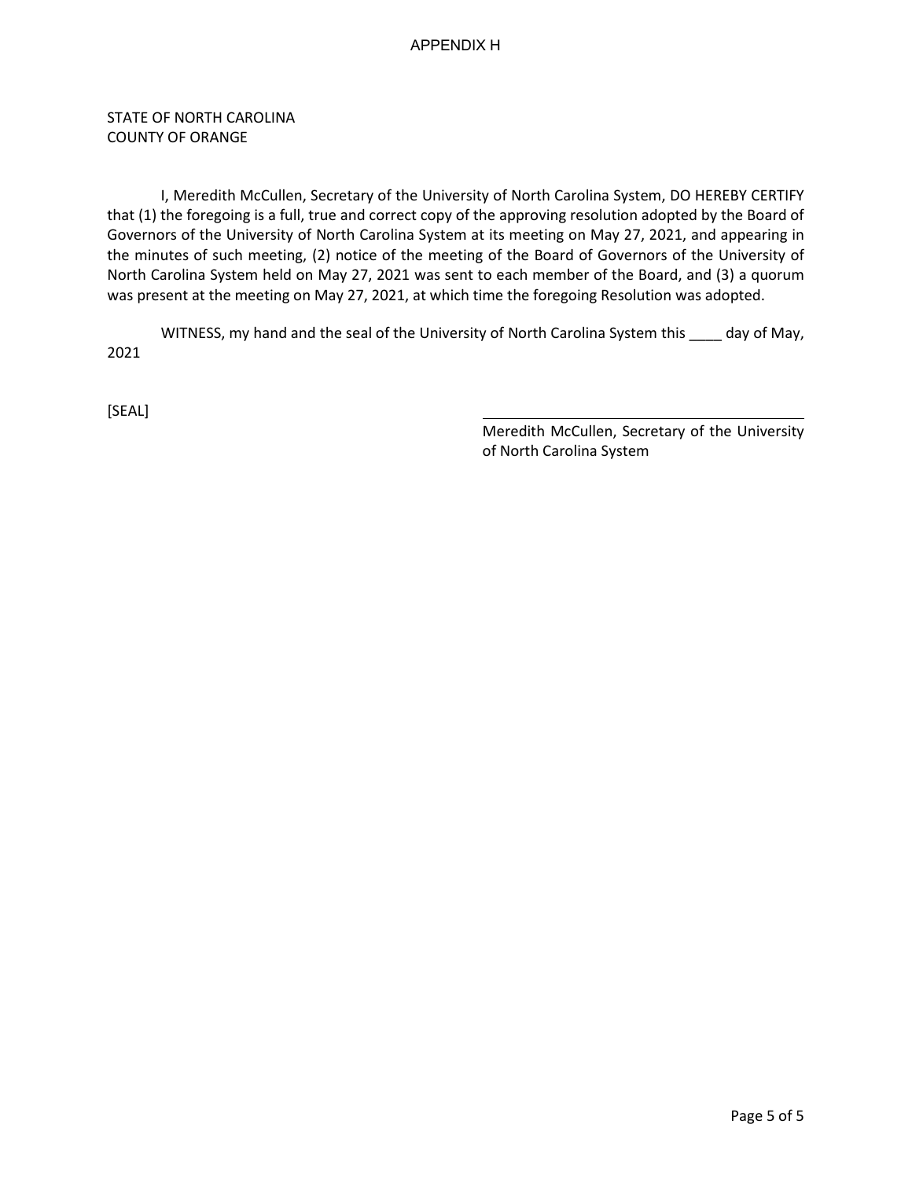APPENDIX H

STATE OF NORTH CAROLINA
COUNTY OF ORANGE

I, Meredith McCullen, Secretary of the University of North Carolina System, DO HEREBY CERTIFY that (1) the foregoing is a full, true and correct copy of the approving resolution adopted by the Board of Governors of the University of North Carolina System at its meeting on May 27, 2021, and appearing in the minutes of such meeting, (2) notice of the meeting of the Board of Governors of the University of North Carolina System held on May 27, 2021 was sent to each member of the Board, and (3) a quorum was present at the meeting on May 27, 2021, at which time the foregoing Resolution was adopted.

WITNESS, my hand and the seal of the University of North Carolina System this ____ day of May, 2021

[SEAL]

Meredith McCullen, Secretary of the University of North Carolina System